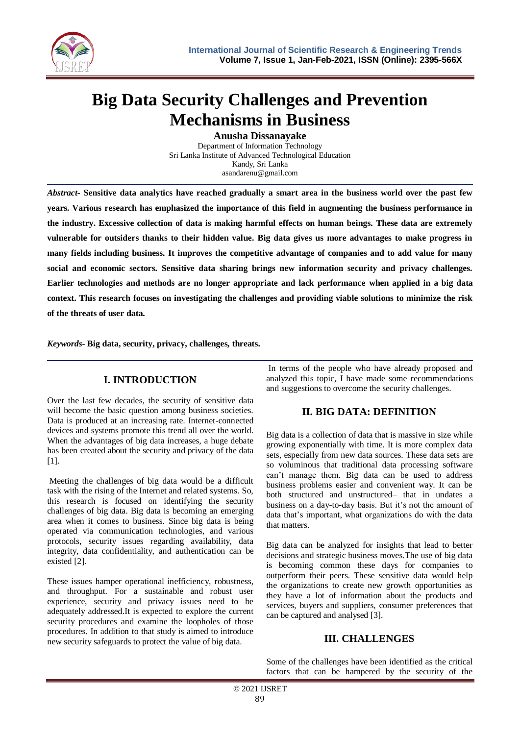# Big Data Security Challenges and Prevention Mechanisms in Business

**Anusha Dissanayake**

Department of Information Technology
Sri Lanka Institute of Advanced Technological Education
Kandy, Sri Lanka
asandarenu@gmail.com

***Abstract*- Sensitive data analytics have reached gradually a smart area in the business world over the past few years. Various research has emphasized the importance of this field in augmenting the business performance in the industry. Excessive collection of data is making harmful effects on human beings. These data are extremely vulnerable for outsiders thanks to their hidden value. Big data gives us more advantages to make progress in many fields including business. It improves the competitive advantage of companies and to add value for many social and economic sectors. Sensitive data sharing brings new information security and privacy challenges. Earlier technologies and methods are no longer appropriate and lack performance when applied in a big data context. This research focuses on investigating the challenges and providing viable solutions to minimize the risk of the threats of user data.**

***Keywords*- Big data, security, privacy, challenges, threats.**

## I. INTRODUCTION

Over the last few decades, the security of sensitive data will become the basic question among business societies. Data is produced at an increasing rate. Internet-connected devices and systems promote this trend all over the world. When the advantages of big data increases, a huge debate has been created about the security and privacy of the data [1].

Meeting the challenges of big data would be a difficult task with the rising of the Internet and related systems. So, this research is focused on identifying the security challenges of big data. Big data is becoming an emerging area when it comes to business. Since big data is being operated via communication technologies, and various protocols, security issues regarding availability, data integrity, data confidentiality, and authentication can be existed [2].

These issues hamper operational inefficiency, robustness, and throughput. For a sustainable and robust user experience, security and privacy issues need to be adequately addressed.It is expected to explore the current security procedures and examine the loopholes of those procedures. In addition to that study is aimed to introduce new security safeguards to protect the value of big data.

In terms of the people who have already proposed and analyzed this topic, I have made some recommendations and suggestions to overcome the security challenges.

## II. BIG DATA: DEFINITION

Big data is a collection of data that is massive in size while growing exponentially with time. It is more complex data sets, especially from new data sources. These data sets are so voluminous that traditional data processing software can't manage them. Big data can be used to address business problems easier and convenient way. It can be both structured and unstructured– that in undates a business on a day-to-day basis. But it's not the amount of data that's important, what organizations do with the data that matters.

Big data can be analyzed for insights that lead to better decisions and strategic business moves.The use of big data is becoming common these days for companies to outperform their peers. These sensitive data would help the organizations to create new growth opportunities as they have a lot of information about the products and services, buyers and suppliers, consumer preferences that can be captured and analysed [3].

## III. CHALLENGES

Some of the challenges have been identified as the critical factors that can be hampered by the security of the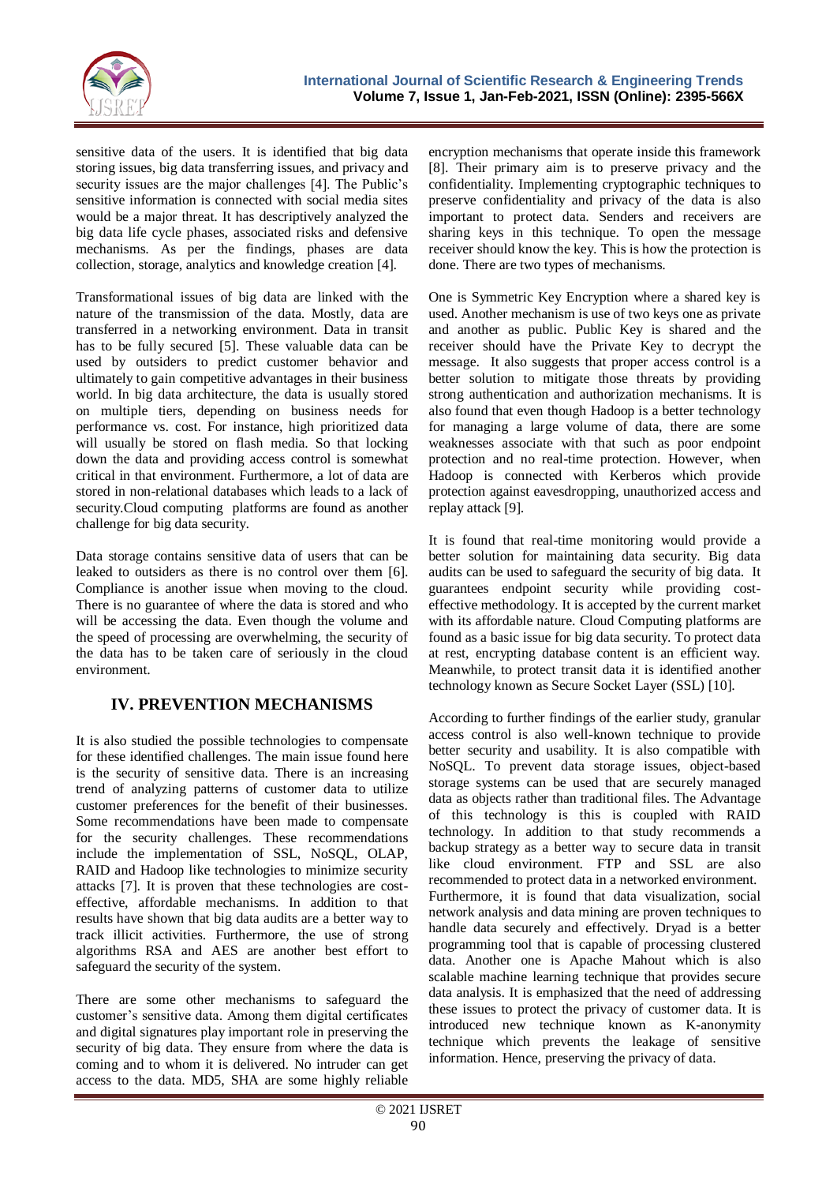sensitive data of the users. It is identified that big data storing issues, big data transferring issues, and privacy and security issues are the major challenges [4]. The Public's sensitive information is connected with social media sites would be a major threat. It has descriptively analyzed the big data life cycle phases, associated risks and defensive mechanisms. As per the findings, phases are data collection, storage, analytics and knowledge creation [4].

Transformational issues of big data are linked with the nature of the transmission of the data. Mostly, data are transferred in a networking environment. Data in transit has to be fully secured [5]. These valuable data can be used by outsiders to predict customer behavior and ultimately to gain competitive advantages in their business world. In big data architecture, the data is usually stored on multiple tiers, depending on business needs for performance vs. cost. For instance, high prioritized data will usually be stored on flash media. So that locking down the data and providing access control is somewhat critical in that environment. Furthermore, a lot of data are stored in non-relational databases which leads to a lack of security.Cloud computing platforms are found as another challenge for big data security.

Data storage contains sensitive data of users that can be leaked to outsiders as there is no control over them [6]. Compliance is another issue when moving to the cloud. There is no guarantee of where the data is stored and who will be accessing the data. Even though the volume and the speed of processing are overwhelming, the security of the data has to be taken care of seriously in the cloud environment.

## IV. PREVENTION MECHANISMS

It is also studied the possible technologies to compensate for these identified challenges. The main issue found here is the security of sensitive data. There is an increasing trend of analyzing patterns of customer data to utilize customer preferences for the benefit of their businesses. Some recommendations have been made to compensate for the security challenges. These recommendations include the implementation of SSL, NoSQL, OLAP, RAID and Hadoop like technologies to minimize security attacks [7]. It is proven that these technologies are cost-effective, affordable mechanisms. In addition to that results have shown that big data audits are a better way to track illicit activities. Furthermore, the use of strong algorithms RSA and AES are another best effort to safeguard the security of the system.

There are some other mechanisms to safeguard the customer's sensitive data. Among them digital certificates and digital signatures play important role in preserving the security of big data. They ensure from where the data is coming and to whom it is delivered. No intruder can get access to the data. MD5, SHA are some highly reliable encryption mechanisms that operate inside this framework [8]. Their primary aim is to preserve privacy and the confidentiality. Implementing cryptographic techniques to preserve confidentiality and privacy of the data is also important to protect data. Senders and receivers are sharing keys in this technique. To open the message receiver should know the key. This is how the protection is done. There are two types of mechanisms.

One is Symmetric Key Encryption where a shared key is used. Another mechanism is use of two keys one as private and another as public. Public Key is shared and the receiver should have the Private Key to decrypt the message. It also suggests that proper access control is a better solution to mitigate those threats by providing strong authentication and authorization mechanisms. It is also found that even though Hadoop is a better technology for managing a large volume of data, there are some weaknesses associate with that such as poor endpoint protection and no real-time protection. However, when Hadoop is connected with Kerberos which provide protection against eavesdropping, unauthorized access and replay attack [9].

It is found that real-time monitoring would provide a better solution for maintaining data security. Big data audits can be used to safeguard the security of big data. It guarantees endpoint security while providing cost-effective methodology. It is accepted by the current market with its affordable nature. Cloud Computing platforms are found as a basic issue for big data security. To protect data at rest, encrypting database content is an efficient way. Meanwhile, to protect transit data it is identified another technology known as Secure Socket Layer (SSL) [10].

According to further findings of the earlier study, granular access control is also well-known technique to provide better security and usability. It is also compatible with NoSQL. To prevent data storage issues, object-based storage systems can be used that are securely managed data as objects rather than traditional files. The Advantage of this technology is this is coupled with RAID technology. In addition to that study recommends a backup strategy as a better way to secure data in transit like cloud environment. FTP and SSL are also recommended to protect data in a networked environment. Furthermore, it is found that data visualization, social network analysis and data mining are proven techniques to handle data securely and effectively. Dryad is a better programming tool that is capable of processing clustered data. Another one is Apache Mahout which is also scalable machine learning technique that provides secure data analysis. It is emphasized that the need of addressing these issues to protect the privacy of customer data. It is introduced new technique known as K-anonymity technique which prevents the leakage of sensitive information. Hence, preserving the privacy of data.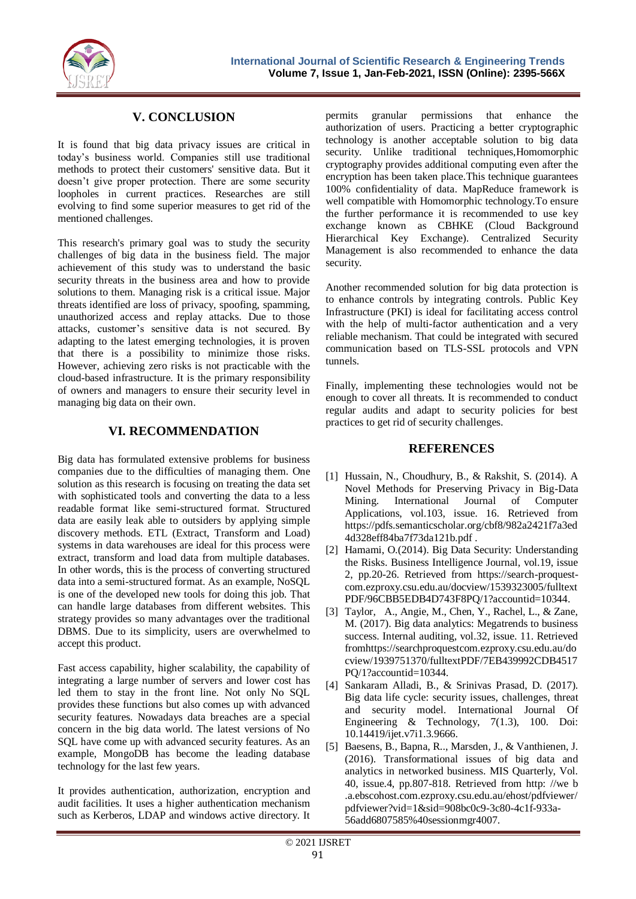## V. CONCLUSION

It is found that big data privacy issues are critical in today's business world. Companies still use traditional methods to protect their customers' sensitive data. But it doesn't give proper protection. There are some security loopholes in current practices. Researches are still evolving to find some superior measures to get rid of the mentioned challenges.

This research's primary goal was to study the security challenges of big data in the business field. The major achievement of this study was to understand the basic security threats in the business area and how to provide solutions to them. Managing risk is a critical issue. Major threats identified are loss of privacy, spoofing, spamming, unauthorized access and replay attacks. Due to those attacks, customer's sensitive data is not secured. By adapting to the latest emerging technologies, it is proven that there is a possibility to minimize those risks. However, achieving zero risks is not practicable with the cloud-based infrastructure. It is the primary responsibility of owners and managers to ensure their security level in managing big data on their own.

## VI. RECOMMENDATION

Big data has formulated extensive problems for business companies due to the difficulties of managing them. One solution as this research is focusing on treating the data set with sophisticated tools and converting the data to a less readable format like semi-structured format. Structured data are easily leak able to outsiders by applying simple discovery methods. ETL (Extract, Transform and Load) systems in data warehouses are ideal for this process were extract, transform and load data from multiple databases. In other words, this is the process of converting structured data into a semi-structured format. As an example, NoSQL is one of the developed new tools for doing this job. That can handle large databases from different websites. This strategy provides so many advantages over the traditional DBMS. Due to its simplicity, users are overwhelmed to accept this product.

Fast access capability, higher scalability, the capability of integrating a large number of servers and lower cost has led them to stay in the front line. Not only No SQL provides these functions but also comes up with advanced security features. Nowadays data breaches are a special concern in the big data world. The latest versions of No SQL have come up with advanced security features. As an example, MongoDB has become the leading database technology for the last few years.

It provides authentication, authorization, encryption and audit facilities. It uses a higher authentication mechanism such as Kerberos, LDAP and windows active directory. It permits granular permissions that enhance the authorization of users. Practicing a better cryptographic technology is another acceptable solution to big data security. Unlike traditional techniques,Homomorphic cryptography provides additional computing even after the encryption has been taken place.This technique guarantees 100% confidentiality of data. MapReduce framework is well compatible with Homomorphic technology.To ensure the further performance it is recommended to use key exchange known as CBHKE (Cloud Background Hierarchical Key Exchange). Centralized Security Management is also recommended to enhance the data security.

Another recommended solution for big data protection is to enhance controls by integrating controls. Public Key Infrastructure (PKI) is ideal for facilitating access control with the help of multi-factor authentication and a very reliable mechanism. That could be integrated with secured communication based on TLS-SSL protocols and VPN tunnels.

Finally, implementing these technologies would not be enough to cover all threats. It is recommended to conduct regular audits and adapt to security policies for best practices to get rid of security challenges.

## REFERENCES

[1] Hussain, N., Choudhury, B., & Rakshit, S. (2014). A Novel Methods for Preserving Privacy in Big-Data Mining. International Journal of Computer Applications, vol.103, issue. 16. Retrieved from https://pdfs.semanticscholar.org/cbf8/982a2421f7a3ed4d328eff84ba7f73da121b.pdf .

[2] Hamami, O.(2014). Big Data Security: Understanding the Risks. Business Intelligence Journal, vol.19, issue 2, pp.20-26. Retrieved from https://search-proquest-com.ezproxy.csu.edu.au/docview/1539323005/fulltextPDF/96CBB5EDB4D743F8PQ/1?accountid=10344.

[3] Taylor, A., Angie, M., Chen, Y., Rachel, L., & Zane, M. (2017). Big data analytics: Megatrends to business success. Internal auditing, vol.32, issue. 11. Retrieved fromhttps://searchproquestcom.ezproxy.csu.edu.au/docview/1939751370/fulltextPDF/7EB439992CDB4517PQ/1?accountid=10344.

[4] Sankaram Alladi, B., & Srinivas Prasad, D. (2017). Big data life cycle: security issues, challenges, threat and security model. International Journal Of Engineering & Technology, 7(1.3), 100. Doi: 10.14419/ijet.v7i1.3.9666.

[5] Baesens, B., Bapna, R.., Marsden, J., & Vanthienen, J. (2016). Transformational issues of big data and analytics in networked business. MIS Quarterly, Vol. 40, issue.4, pp.807-818. Retrieved from http: //we b .a.ebscohost.com.ezproxy.csu.edu.au/ehost/pdfviewer/pdfviewer?vid=1&sid=908bc0c9-3c80-4c1f-933a-56add6807585%40sessionmgr4007.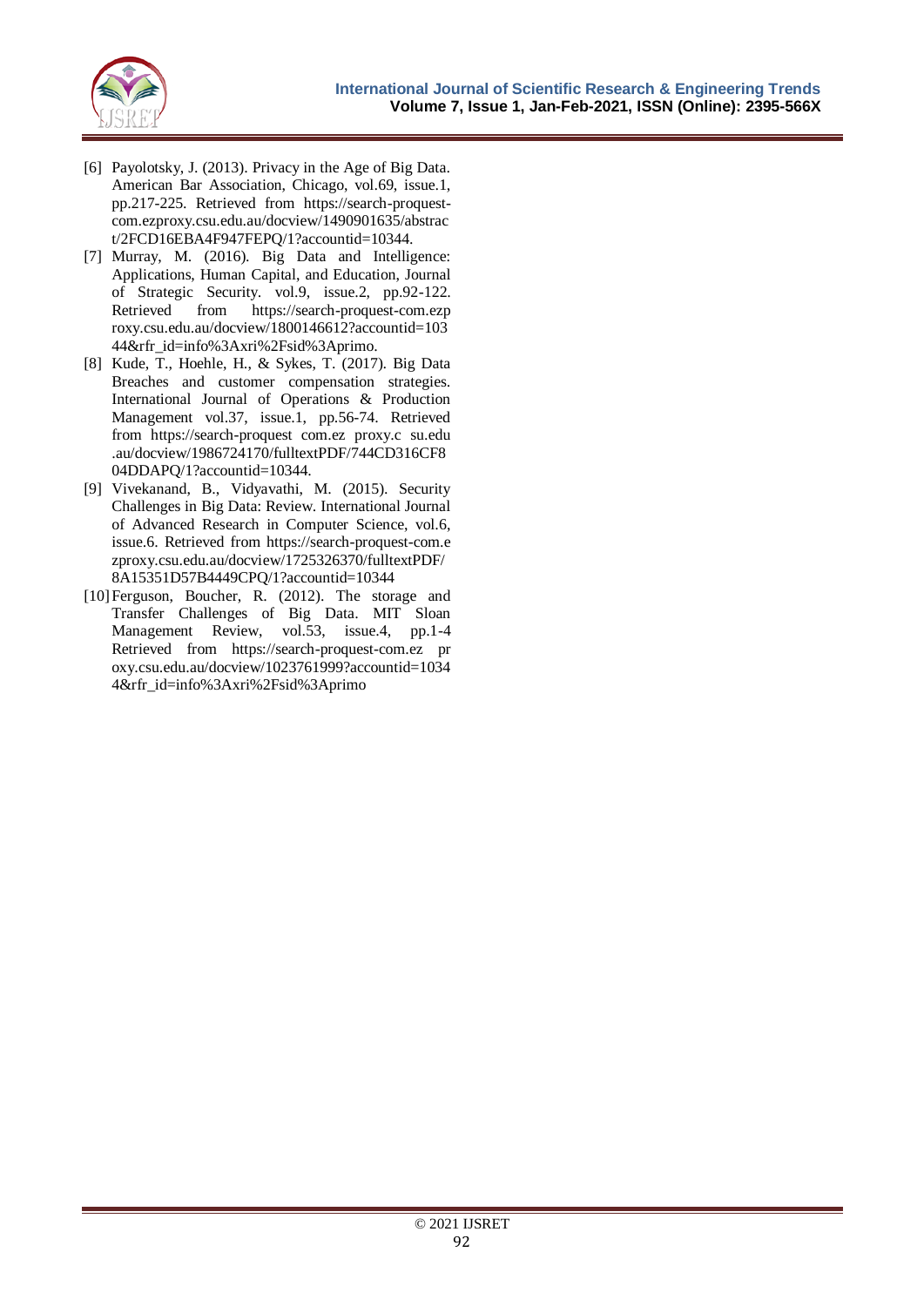[6] Payolotsky, J. (2013). Privacy in the Age of Big Data. American Bar Association, Chicago, vol.69, issue.1, pp.217-225. Retrieved from https://search-proquest-com.ezproxy.csu.edu.au/docview/1490901635/abstract/2FCD16EBA4F947FEPQ/1?accountid=10344.

[7] Murray, M. (2016). Big Data and Intelligence: Applications, Human Capital, and Education, Journal of Strategic Security. vol.9, issue.2, pp.92-122. Retrieved from https://search-proquest-com.ezproxy.csu.edu.au/docview/1800146612?accountid=10344&rfr_id=info%3Axri%2Fsid%3Aprimo.

[8] Kude, T., Hoehle, H., & Sykes, T. (2017). Big Data Breaches and customer compensation strategies. International Journal of Operations & Production Management vol.37, issue.1, pp.56-74. Retrieved from https://search-proquest com.ez proxy.c su.edu .au/docview/1986724170/fulltextPDF/744CD316CF804DDAPQ/1?accountid=10344.

[9] Vivekanand, B., Vidyavathi, M. (2015). Security Challenges in Big Data: Review. International Journal of Advanced Research in Computer Science, vol.6, issue.6. Retrieved from https://search-proquest-com.ezproxy.csu.edu.au/docview/1725326370/fulltextPDF/8A15351D57B4449CPQ/1?accountid=10344

[10] Ferguson, Boucher, R. (2012). The storage and Transfer Challenges of Big Data. MIT Sloan Management Review, vol.53, issue.4, pp.1-4 Retrieved from https://search-proquest-com.ez proxy.csu.edu.au/docview/1023761999?accountid=10344&rfr_id=info%3Axri%2Fsid%3Aprimo